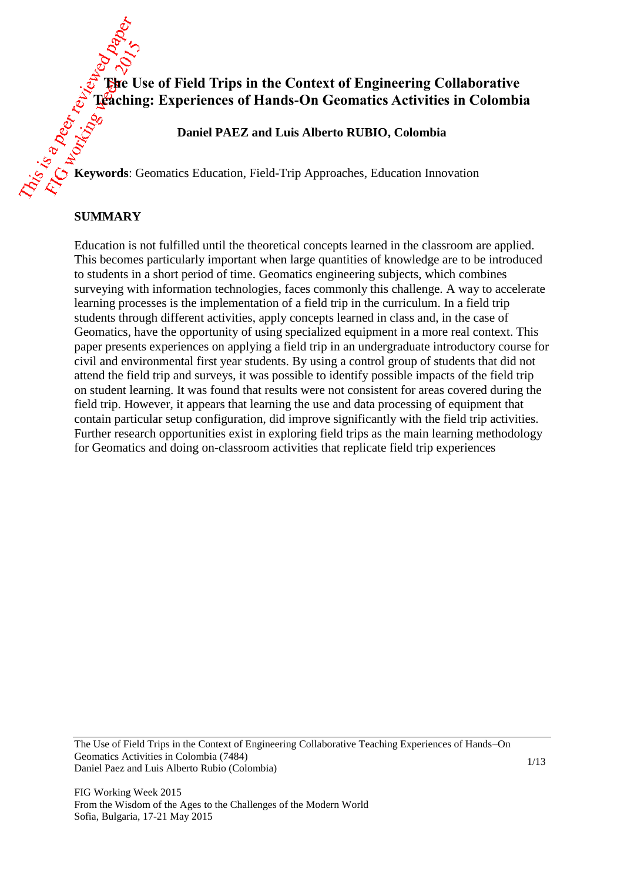# The Use of Field Trips in the Context of Engineering Collaborative Teaching: Experiences of Hands-On Geomatics Activities in Colombia

**Daniel PAEZ and Luis Alberto RUBIO, Colombia**

**Keywords**: Geomatics Education, Field-Trip Approaches, Education Innovation

## SUMMARY

Education is not fulfilled until the theoretical concepts learned in the classroom are applied. This becomes particularly important when large quantities of knowledge are to be introduced to students in a short period of time. Geomatics engineering subjects, which combines surveying with information technologies, faces commonly this challenge. A way to accelerate learning processes is the implementation of a field trip in the curriculum. In a field trip students through different activities, apply concepts learned in class and, in the case of Geomatics, have the opportunity of using specialized equipment in a more real context. This paper presents experiences on applying a field trip in an undergraduate introductory course for civil and environmental first year students. By using a control group of students that did not attend the field trip and surveys, it was possible to identify possible impacts of the field trip on student learning. It was found that results were not consistent for areas covered during the field trip. However, it appears that learning the use and data processing of equipment that contain particular setup configuration, did improve significantly with the field trip activities. Further research opportunities exist in exploring field trips as the main learning methodology for Geomatics and doing on-classroom activities that replicate field trip experiences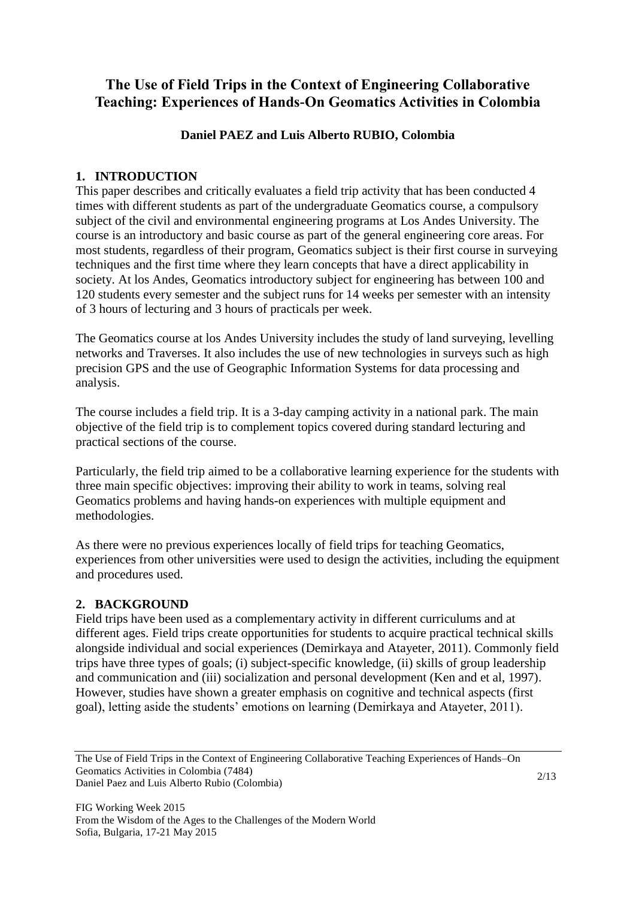# The Use of Field Trips in the Context of Engineering Collaborative Teaching: Experiences of Hands-On Geomatics Activities in Colombia

**Daniel PAEZ and Luis Alberto RUBIO, Colombia**

## 1. INTRODUCTION

This paper describes and critically evaluates a field trip activity that has been conducted 4 times with different students as part of the undergraduate Geomatics course, a compulsory subject of the civil and environmental engineering programs at Los Andes University. The course is an introductory and basic course as part of the general engineering core areas. For most students, regardless of their program, Geomatics subject is their first course in surveying techniques and the first time where they learn concepts that have a direct applicability in society. At los Andes, Geomatics introductory subject for engineering has between 100 and 120 students every semester and the subject runs for 14 weeks per semester with an intensity of 3 hours of lecturing and 3 hours of practicals per week.

The Geomatics course at los Andes University includes the study of land surveying, levelling networks and Traverses. It also includes the use of new technologies in surveys such as high precision GPS and the use of Geographic Information Systems for data processing and analysis.

The course includes a field trip. It is a 3-day camping activity in a national park. The main objective of the field trip is to complement topics covered during standard lecturing and practical sections of the course.

Particularly, the field trip aimed to be a collaborative learning experience for the students with three main specific objectives: improving their ability to work in teams, solving real Geomatics problems and having hands-on experiences with multiple equipment and methodologies.

As there were no previous experiences locally of field trips for teaching Geomatics, experiences from other universities were used to design the activities, including the equipment and procedures used.

## 2. BACKGROUND

Field trips have been used as a complementary activity in different curriculums and at different ages. Field trips create opportunities for students to acquire practical technical skills alongside individual and social experiences (Demirkaya and Atayeter, 2011). Commonly field trips have three types of goals; (i) subject-specific knowledge, (ii) skills of group leadership and communication and (iii) socialization and personal development (Ken and et al, 1997). However, studies have shown a greater emphasis on cognitive and technical aspects (first goal), letting aside the students' emotions on learning (Demirkaya and Atayeter, 2011).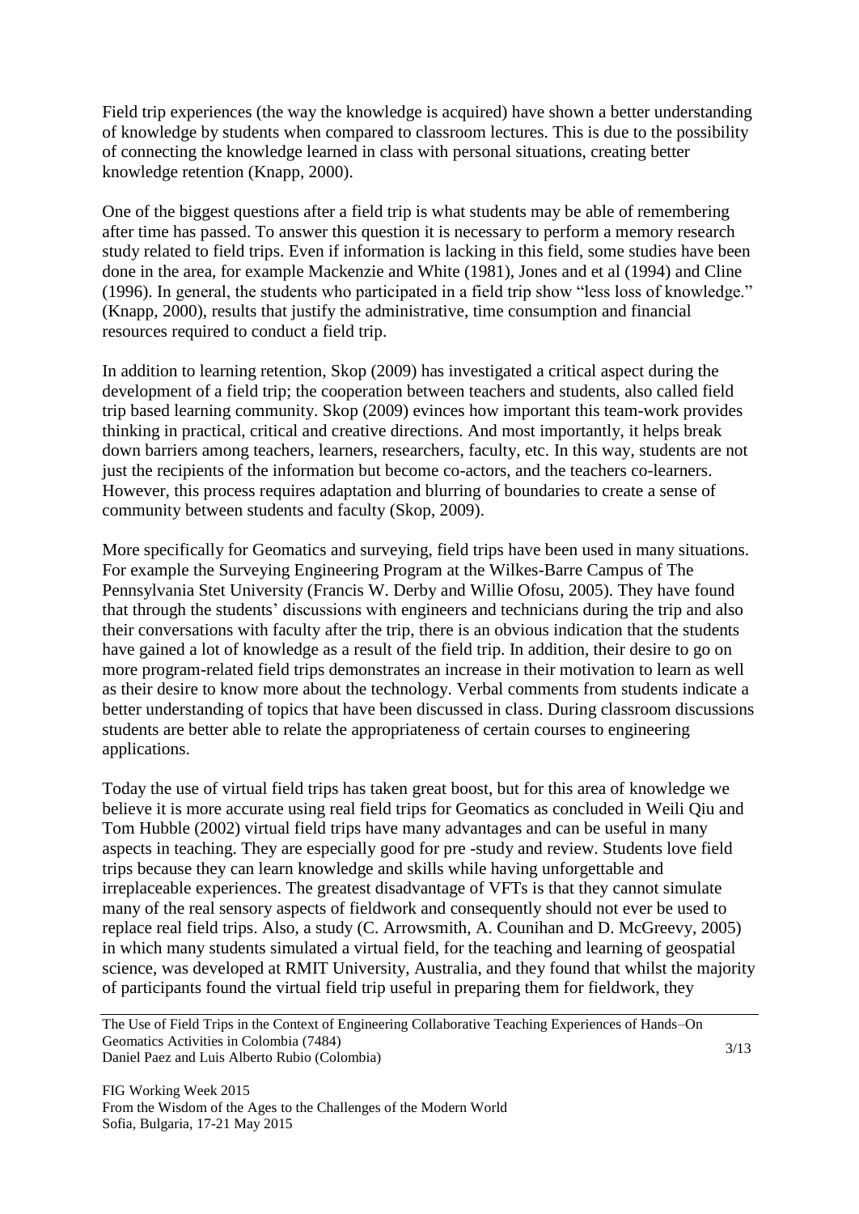Field trip experiences (the way the knowledge is acquired) have shown a better understanding of knowledge by students when compared to classroom lectures. This is due to the possibility of connecting the knowledge learned in class with personal situations, creating better knowledge retention (Knapp, 2000).

One of the biggest questions after a field trip is what students may be able of remembering after time has passed. To answer this question it is necessary to perform a memory research study related to field trips. Even if information is lacking in this field, some studies have been done in the area, for example Mackenzie and White (1981), Jones and et al (1994) and Cline (1996). In general, the students who participated in a field trip show "less loss of knowledge." (Knapp, 2000), results that justify the administrative, time consumption and financial resources required to conduct a field trip.

In addition to learning retention, Skop (2009) has investigated a critical aspect during the development of a field trip; the cooperation between teachers and students, also called field trip based learning community. Skop (2009) evinces how important this team-work provides thinking in practical, critical and creative directions. And most importantly, it helps break down barriers among teachers, learners, researchers, faculty, etc. In this way, students are not just the recipients of the information but become co-actors, and the teachers co-learners. However, this process requires adaptation and blurring of boundaries to create a sense of community between students and faculty (Skop, 2009).

More specifically for Geomatics and surveying, field trips have been used in many situations. For example the Surveying Engineering Program at the Wilkes-Barre Campus of The Pennsylvania Stet University (Francis W. Derby and Willie Ofosu, 2005). They have found that through the students' discussions with engineers and technicians during the trip and also their conversations with faculty after the trip, there is an obvious indication that the students have gained a lot of knowledge as a result of the field trip. In addition, their desire to go on more program-related field trips demonstrates an increase in their motivation to learn as well as their desire to know more about the technology. Verbal comments from students indicate a better understanding of topics that have been discussed in class. During classroom discussions students are better able to relate the appropriateness of certain courses to engineering applications.

Today the use of virtual field trips has taken great boost, but for this area of knowledge we believe it is more accurate using real field trips for Geomatics as concluded in Weili Qiu and Tom Hubble (2002) virtual field trips have many advantages and can be useful in many aspects in teaching. They are especially good for pre -study and review. Students love field trips because they can learn knowledge and skills while having unforgettable and irreplaceable experiences. The greatest disadvantage of VFTs is that they cannot simulate many of the real sensory aspects of fieldwork and consequently should not ever be used to replace real field trips. Also, a study (C. Arrowsmith, A. Counihan and D. McGreevy, 2005) in which many students simulated a virtual field, for the teaching and learning of geospatial science, was developed at RMIT University, Australia, and they found that whilst the majority of participants found the virtual field trip useful in preparing them for fieldwork, they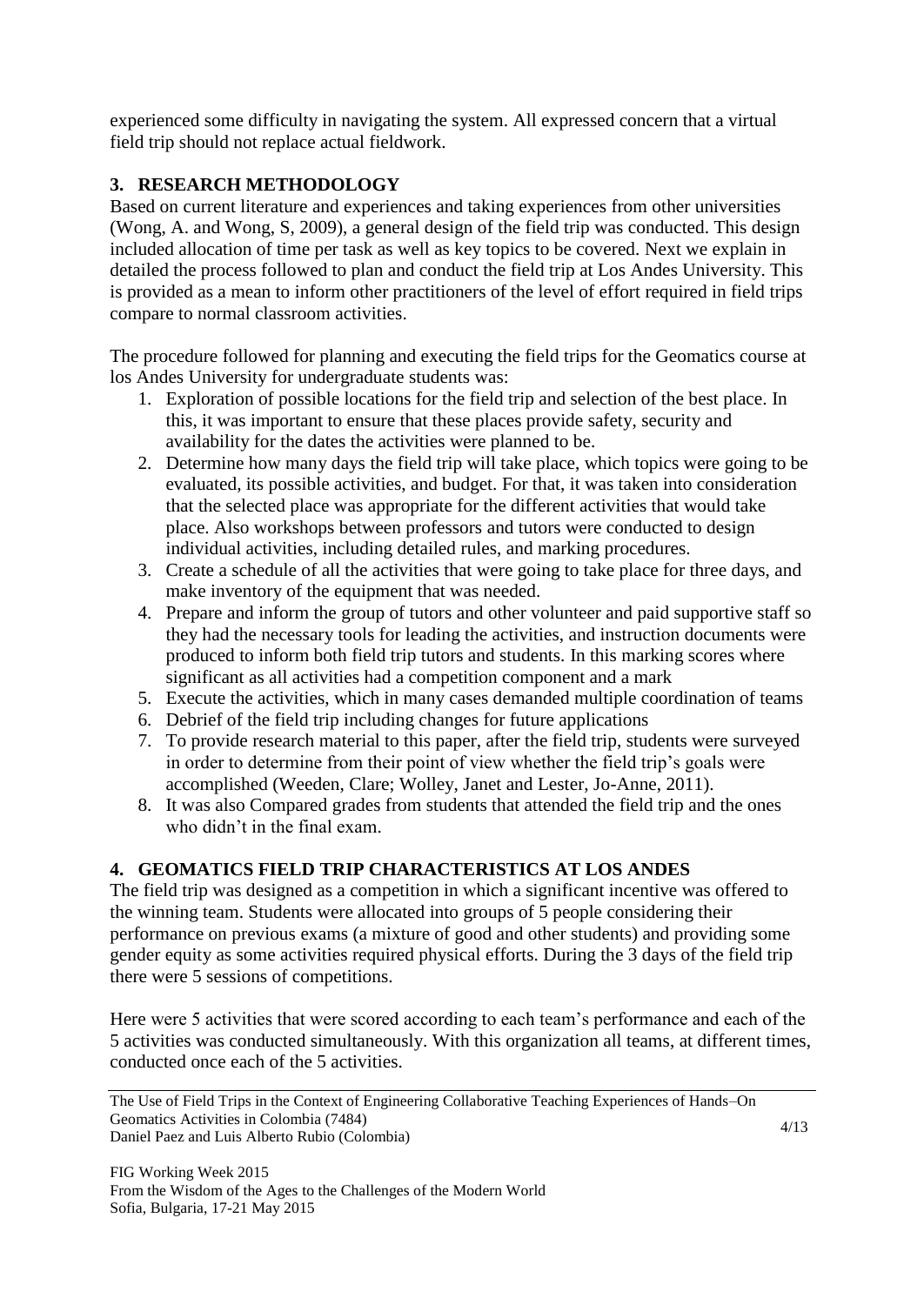experienced some difficulty in navigating the system. All expressed concern that a virtual field trip should not replace actual fieldwork.

## 3. RESEARCH METHODOLOGY

Based on current literature and experiences and taking experiences from other universities (Wong, A. and Wong, S, 2009), a general design of the field trip was conducted. This design included allocation of time per task as well as key topics to be covered. Next we explain in detailed the process followed to plan and conduct the field trip at Los Andes University. This is provided as a mean to inform other practitioners of the level of effort required in field trips compare to normal classroom activities.

The procedure followed for planning and executing the field trips for the Geomatics course at los Andes University for undergraduate students was:

1. Exploration of possible locations for the field trip and selection of the best place. In this, it was important to ensure that these places provide safety, security and availability for the dates the activities were planned to be.
2. Determine how many days the field trip will take place, which topics were going to be evaluated, its possible activities, and budget. For that, it was taken into consideration that the selected place was appropriate for the different activities that would take place. Also workshops between professors and tutors were conducted to design individual activities, including detailed rules, and marking procedures.
3. Create a schedule of all the activities that were going to take place for three days, and make inventory of the equipment that was needed.
4. Prepare and inform the group of tutors and other volunteer and paid supportive staff so they had the necessary tools for leading the activities, and instruction documents were produced to inform both field trip tutors and students. In this marking scores where significant as all activities had a competition component and a mark
5. Execute the activities, which in many cases demanded multiple coordination of teams
6. Debrief of the field trip including changes for future applications
7. To provide research material to this paper, after the field trip, students were surveyed in order to determine from their point of view whether the field trip's goals were accomplished (Weeden, Clare; Wolley, Janet and Lester, Jo-Anne, 2011).
8. It was also Compared grades from students that attended the field trip and the ones who didn't in the final exam.

## 4. GEOMATICS FIELD TRIP CHARACTERISTICS AT LOS ANDES

The field trip was designed as a competition in which a significant incentive was offered to the winning team. Students were allocated into groups of 5 people considering their performance on previous exams (a mixture of good and other students) and providing some gender equity as some activities required physical efforts. During the 3 days of the field trip there were 5 sessions of competitions.

Here were 5 activities that were scored according to each team's performance and each of the 5 activities was conducted simultaneously. With this organization all teams, at different times, conducted once each of the 5 activities.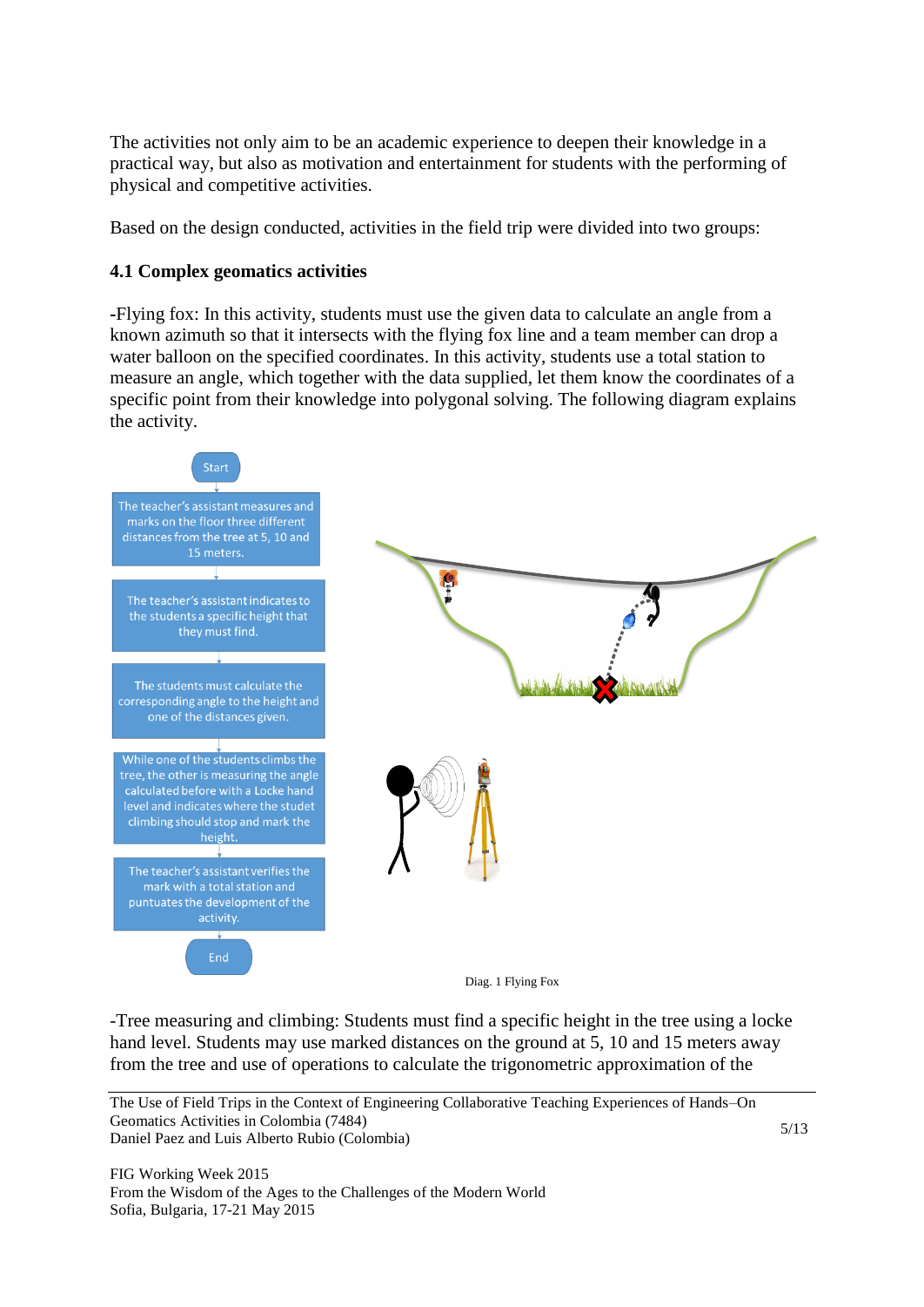The activities not only aim to be an academic experience to deepen their knowledge in a practical way, but also as motivation and entertainment for students with the performing of physical and competitive activities.

Based on the design conducted, activities in the field trip were divided into two groups:

### 4.1 Complex geomatics activities

-Flying fox: In this activity, students must use the given data to calculate an angle from a known azimuth so that it intersects with the flying fox line and a team member can drop a water balloon on the specified coordinates. In this activity, students use a total station to measure an angle, which together with the data supplied, let them know the coordinates of a specific point from their knowledge into polygonal solving. The following diagram explains the activity.

Start

The teacher's assistant measures and marks on the floor three different distances from the tree at 5, 10 and 15 meters.

The teacher's assistant indicates to the students a specific height that they must find.

The students must calculate the corresponding angle to the height and one of the distances given.

While one of the students climbs the tree, the other is measuring the angle calculated before with a Locke hand level and indicates where the studet climbing should stop and mark the height.

The teacher's assistant verifies the mark with a total station and puntuates the development of the activity.

End

Diag. 1 Flying Fox

-Tree measuring and climbing: Students must find a specific height in the tree using a locke hand level. Students may use marked distances on the ground at 5, 10 and 15 meters away from the tree and use of operations to calculate the trigonometric approximation of the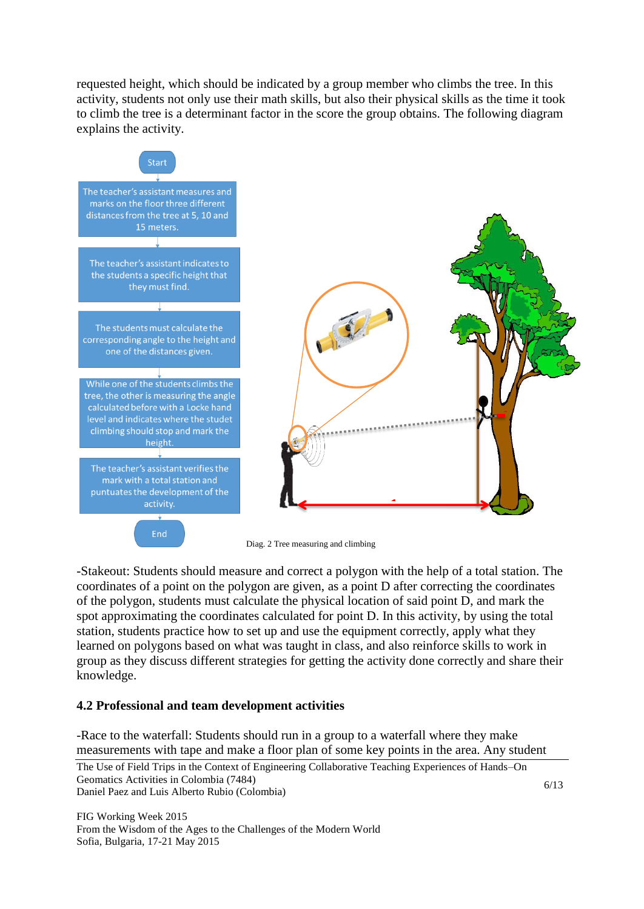requested height, which should be indicated by a group member who climbs the tree. In this activity, students not only use their math skills, but also their physical skills as the time it took to climb the tree is a determinant factor in the score the group obtains. The following diagram explains the activity.

Start

The teacher's assistant measures and marks on the floor three different distances from the tree at 5, 10 and 15 meters.

The teacher's assistant indicates to the students a specific height that they must find.

The students must calculate the corresponding angle to the height and one of the distances given.

While one of the students climbs the tree, the other is measuring the angle calculated before with a Locke hand level and indicates where the studet climbing should stop and mark the height.

The teacher's assistant verifies the mark with a total station and puntuates the development of the activity.

End

Diag. 2 Tree measuring and climbing

-Stakeout: Students should measure and correct a polygon with the help of a total station. The coordinates of a point on the polygon are given, as a point D after correcting the coordinates of the polygon, students must calculate the physical location of said point D, and mark the spot approximating the coordinates calculated for point D. In this activity, by using the total station, students practice how to set up and use the equipment correctly, apply what they learned on polygons based on what was taught in class, and also reinforce skills to work in group as they discuss different strategies for getting the activity done correctly and share their knowledge.

### 4.2 Professional and team development activities

-Race to the waterfall: Students should run in a group to a waterfall where they make measurements with tape and make a floor plan of some key points in the area. Any student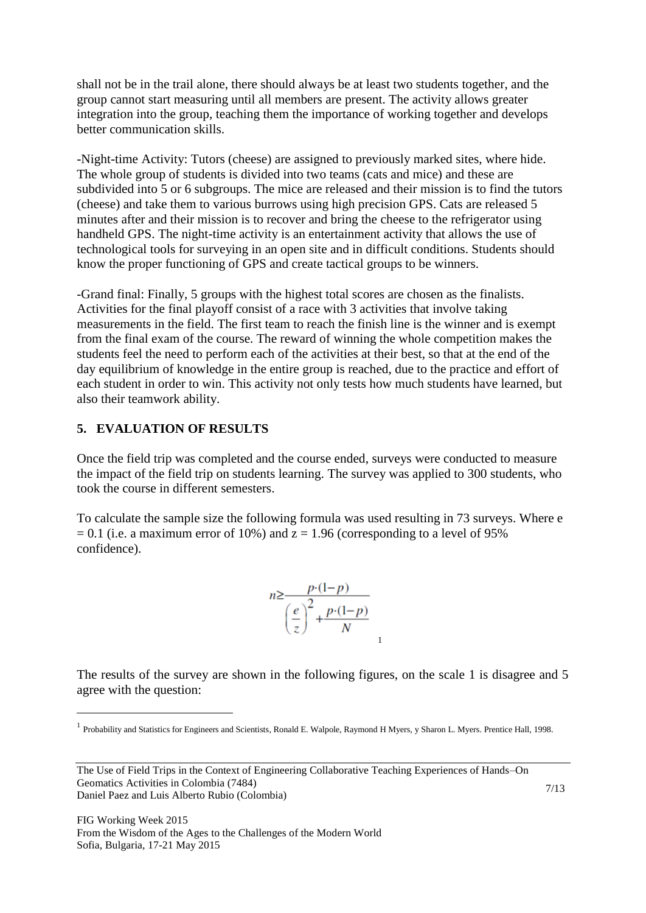shall not be in the trail alone, there should always be at least two students together, and the group cannot start measuring until all members are present. The activity allows greater integration into the group, teaching them the importance of working together and develops better communication skills.

-Night-time Activity: Tutors (cheese) are assigned to previously marked sites, where hide. The whole group of students is divided into two teams (cats and mice) and these are subdivided into 5 or 6 subgroups. The mice are released and their mission is to find the tutors (cheese) and take them to various burrows using high precision GPS. Cats are released 5 minutes after and their mission is to recover and bring the cheese to the refrigerator using handheld GPS. The night-time activity is an entertainment activity that allows the use of technological tools for surveying in an open site and in difficult conditions. Students should know the proper functioning of GPS and create tactical groups to be winners.

-Grand final: Finally, 5 groups with the highest total scores are chosen as the finalists. Activities for the final playoff consist of a race with 3 activities that involve taking measurements in the field. The first team to reach the finish line is the winner and is exempt from the final exam of the course. The reward of winning the whole competition makes the students feel the need to perform each of the activities at their best, so that at the end of the day equilibrium of knowledge in the entire group is reached, due to the practice and effort of each student in order to win. This activity not only tests how much students have learned, but also their teamwork ability.

## 5. EVALUATION OF RESULTS

Once the field trip was completed and the course ended, surveys were conducted to measure the impact of the field trip on students learning. The survey was applied to 300 students, who took the course in different semesters.

To calculate the sample size the following formula was used resulting in 73 surveys. Where $e = 0.1$ (i.e. a maximum error of 10%) and $z = 1.96$ (corresponding to a level of 95% confidence).

$$n \geq \frac{p \cdot (1-p)}{\left(\frac{e}{z}\right)^2 + \frac{p \cdot (1-p)}{N}}$$ [1]

The results of the survey are shown in the following figures, on the scale 1 is disagree and 5 agree with the question:

[1] Probability and Statistics for Engineers and Scientists, Ronald E. Walpole, Raymond H Myers, y Sharon L. Myers. Prentice Hall, 1998.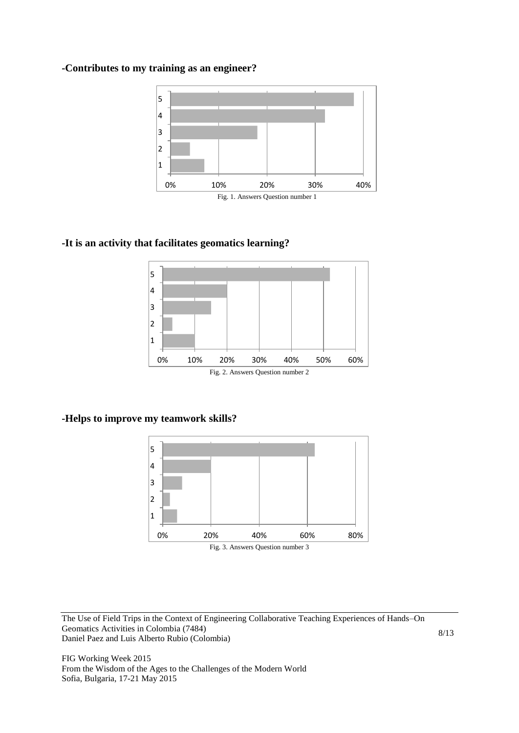**-Contributes to my training as an engineer?**

Fig. 1. Answers Question number 1

**-It is an activity that facilitates geomatics learning?**

Fig. 2. Answers Question number 2

**-Helps to improve my teamwork skills?**

Fig. 3. Answers Question number 3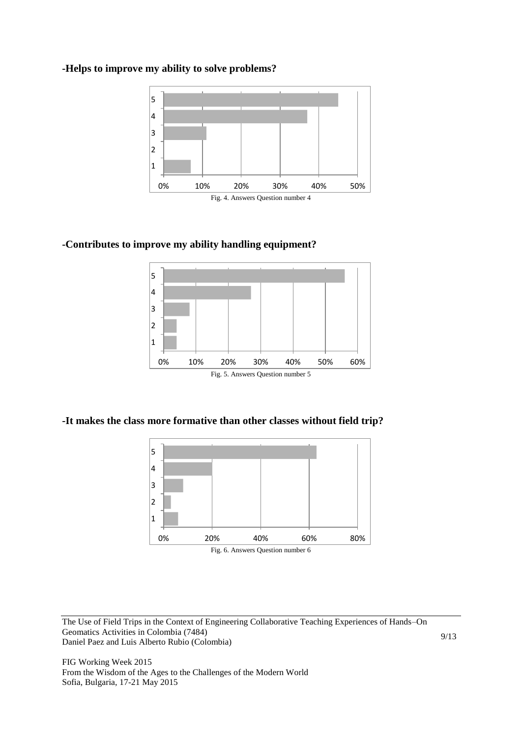**-Helps to improve my ability to solve problems?**

Fig. 4. Answers Question number 4

**-Contributes to improve my ability handling equipment?**

Fig. 5. Answers Question number 5

**-It makes the class more formative than other classes without field trip?**

Fig. 6. Answers Question number 6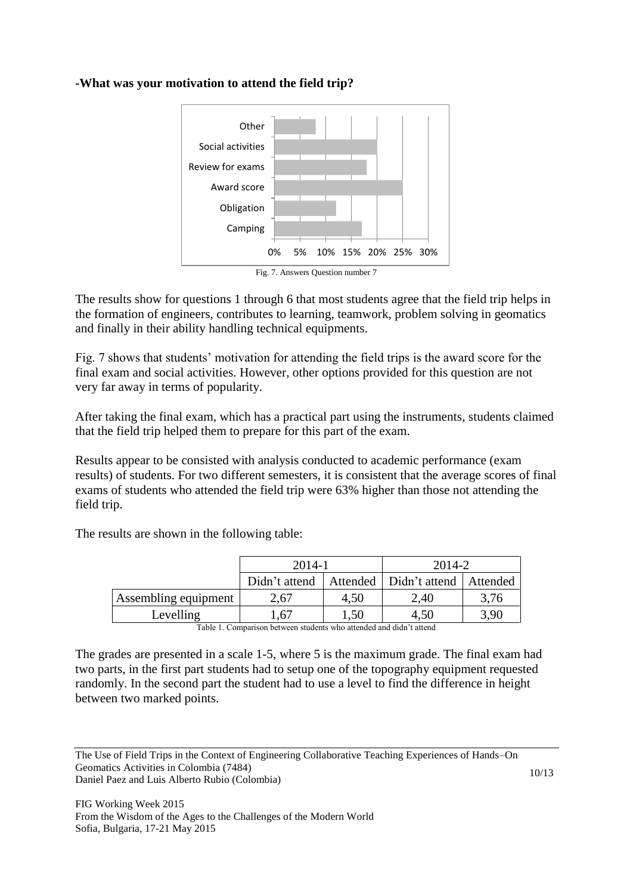**-What was your motivation to attend the field trip?**

Fig. 7. Answers Question number 7

The results show for questions 1 through 6 that most students agree that the field trip helps in the formation of engineers, contributes to learning, teamwork, problem solving in geomatics and finally in their ability handling technical equipments.

Fig. 7 shows that students' motivation for attending the field trips is the award score for the final exam and social activities. However, other options provided for this question are not very far away in terms of popularity.

After taking the final exam, which has a practical part using the instruments, students claimed that the field trip helped them to prepare for this part of the exam.

Results appear to be consisted with analysis conducted to academic performance (exam results) of students. For two different semesters, it is consistent that the average scores of final exams of students who attended the field trip were 63% higher than those not attending the field trip.

The results are shown in the following table:

| | 2014-1 | | 2014-2 | |
|---|---|---|---|---|
| | Didn't attend | Attended | Didn't attend | Attended |
| Assembling equipment | 2,67 | 4,50 | 2,40 | 3,76 |
| Levelling | 1,67 | 1,50 | 4,50 | 3,90 |

Table 1. Comparison between students who attended and didn't attend

The grades are presented in a scale 1-5, where 5 is the maximum grade. The final exam had two parts, in the first part students had to setup one of the topography equipment requested randomly. In the second part the student had to use a level to find the difference in height between two marked points.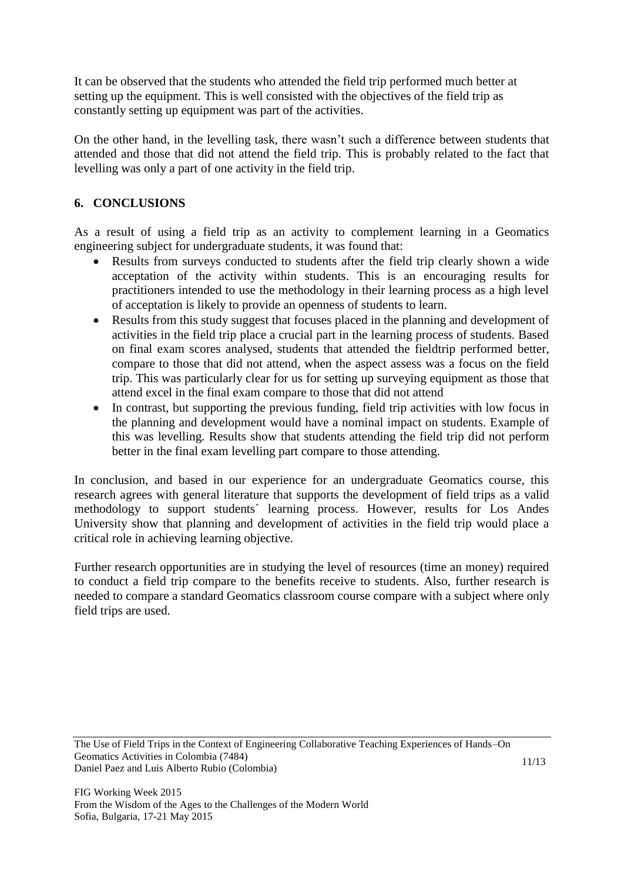It can be observed that the students who attended the field trip performed much better at setting up the equipment. This is well consisted with the objectives of the field trip as constantly setting up equipment was part of the activities.

On the other hand, in the levelling task, there wasn't such a difference between students that attended and those that did not attend the field trip. This is probably related to the fact that levelling was only a part of one activity in the field trip.

## 6. CONCLUSIONS

As a result of using a field trip as an activity to complement learning in a Geomatics engineering subject for undergraduate students, it was found that:

- Results from surveys conducted to students after the field trip clearly shown a wide acceptation of the activity within students. This is an encouraging results for practitioners intended to use the methodology in their learning process as a high level of acceptation is likely to provide an openness of students to learn.
- Results from this study suggest that focuses placed in the planning and development of activities in the field trip place a crucial part in the learning process of students. Based on final exam scores analysed, students that attended the fieldtrip performed better, compare to those that did not attend, when the aspect assess was a focus on the field trip. This was particularly clear for us for setting up surveying equipment as those that attend excel in the final exam compare to those that did not attend
- In contrast, but supporting the previous funding, field trip activities with low focus in the planning and development would have a nominal impact on students. Example of this was levelling. Results show that students attending the field trip did not perform better in the final exam levelling part compare to those attending.

In conclusion, and based in our experience for an undergraduate Geomatics course, this research agrees with general literature that supports the development of field trips as a valid methodology to support students´ learning process. However, results for Los Andes University show that planning and development of activities in the field trip would place a critical role in achieving learning objective.

Further research opportunities are in studying the level of resources (time an money) required to conduct a field trip compare to the benefits receive to students. Also, further research is needed to compare a standard Geomatics classroom course compare with a subject where only field trips are used.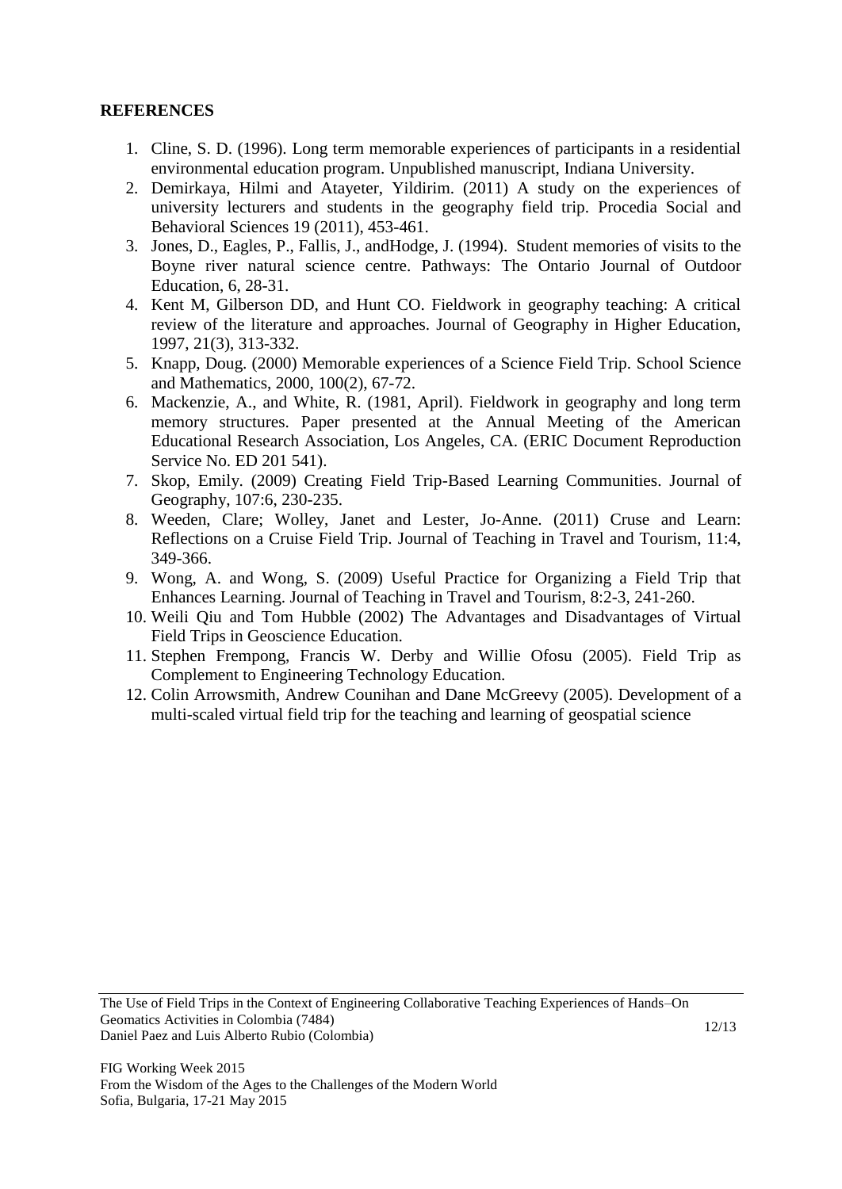**REFERENCES**

1. Cline, S. D. (1996). Long term memorable experiences of participants in a residential environmental education program. Unpublished manuscript, Indiana University.
2. Demirkaya, Hilmi and Atayeter, Yildirim. (2011) A study on the experiences of university lecturers and students in the geography field trip. Procedia Social and Behavioral Sciences 19 (2011), 453-461.
3. Jones, D., Eagles, P., Fallis, J., andHodge, J. (1994). Student memories of visits to the Boyne river natural science centre. Pathways: The Ontario Journal of Outdoor Education, 6, 28-31.
4. Kent M, Gilberson DD, and Hunt CO. Fieldwork in geography teaching: A critical review of the literature and approaches. Journal of Geography in Higher Education, 1997, 21(3), 313-332.
5. Knapp, Doug. (2000) Memorable experiences of a Science Field Trip. School Science and Mathematics, 2000, 100(2), 67-72.
6. Mackenzie, A., and White, R. (1981, April). Fieldwork in geography and long term memory structures. Paper presented at the Annual Meeting of the American Educational Research Association, Los Angeles, CA. (ERIC Document Reproduction Service No. ED 201 541).
7. Skop, Emily. (2009) Creating Field Trip-Based Learning Communities. Journal of Geography, 107:6, 230-235.
8. Weeden, Clare; Wolley, Janet and Lester, Jo-Anne. (2011) Cruse and Learn: Reflections on a Cruise Field Trip. Journal of Teaching in Travel and Tourism, 11:4, 349-366.
9. Wong, A. and Wong, S. (2009) Useful Practice for Organizing a Field Trip that Enhances Learning. Journal of Teaching in Travel and Tourism, 8:2-3, 241-260.
10. Weili Qiu and Tom Hubble (2002) The Advantages and Disadvantages of Virtual Field Trips in Geoscience Education.
11. Stephen Frempong, Francis W. Derby and Willie Ofosu (2005). Field Trip as Complement to Engineering Technology Education.
12. Colin Arrowsmith, Andrew Counihan and Dane McGreevy (2005). Development of a multi-scaled virtual field trip for the teaching and learning of geospatial science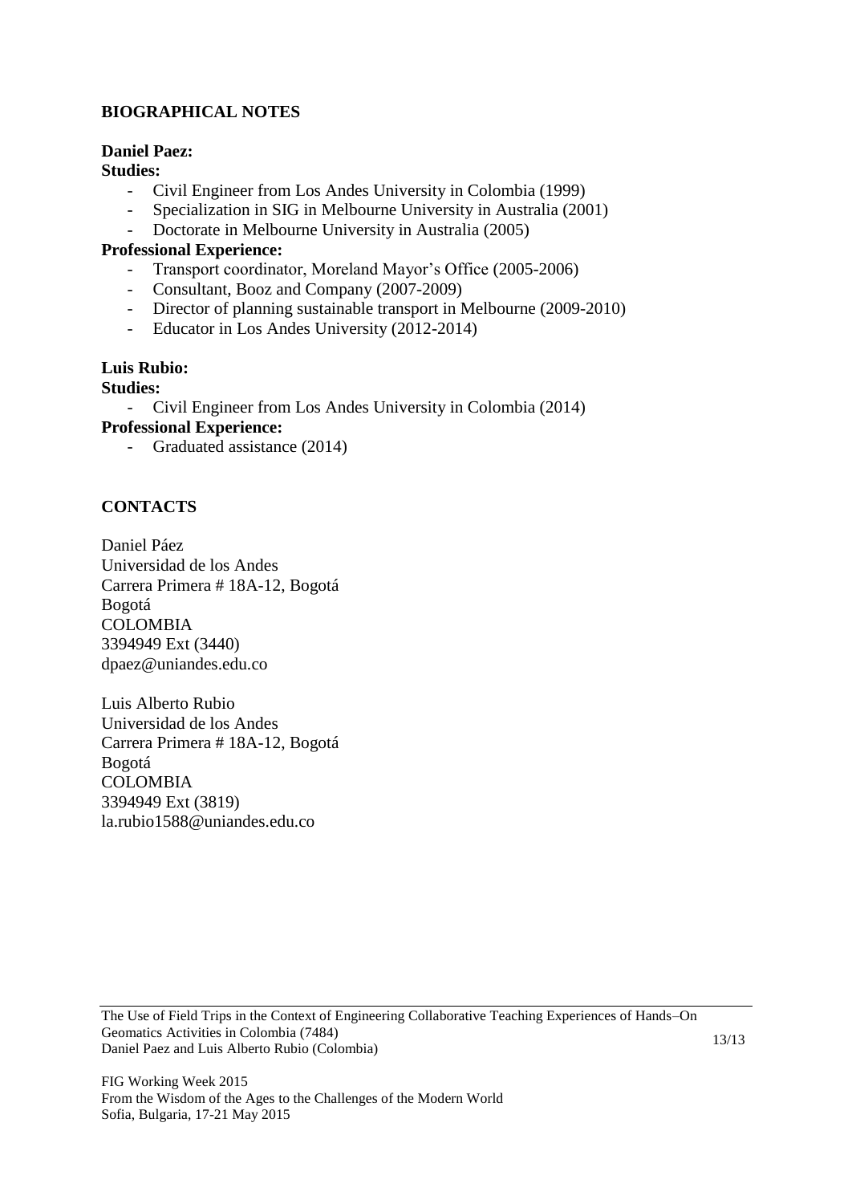## BIOGRAPHICAL NOTES

**Daniel Paez:**

**Studies:**

- Civil Engineer from Los Andes University in Colombia (1999)
- Specialization in SIG in Melbourne University in Australia (2001)
- Doctorate in Melbourne University in Australia (2005)

**Professional Experience:**

- Transport coordinator, Moreland Mayor's Office (2005-2006)
- Consultant, Booz and Company (2007-2009)
- Director of planning sustainable transport in Melbourne (2009-2010)
- Educator in Los Andes University (2012-2014)

**Luis Rubio:**

**Studies:**

- Civil Engineer from Los Andes University in Colombia (2014)

**Professional Experience:**

- Graduated assistance (2014)

## CONTACTS

Daniel Páez
Universidad de los Andes
Carrera Primera # 18A-12, Bogotá
Bogotá
COLOMBIA
3394949 Ext (3440)
dpaez@uniandes.edu.co

Luis Alberto Rubio
Universidad de los Andes
Carrera Primera # 18A-12, Bogotá
Bogotá
COLOMBIA
3394949 Ext (3819)
la.rubio1588@uniandes.edu.co